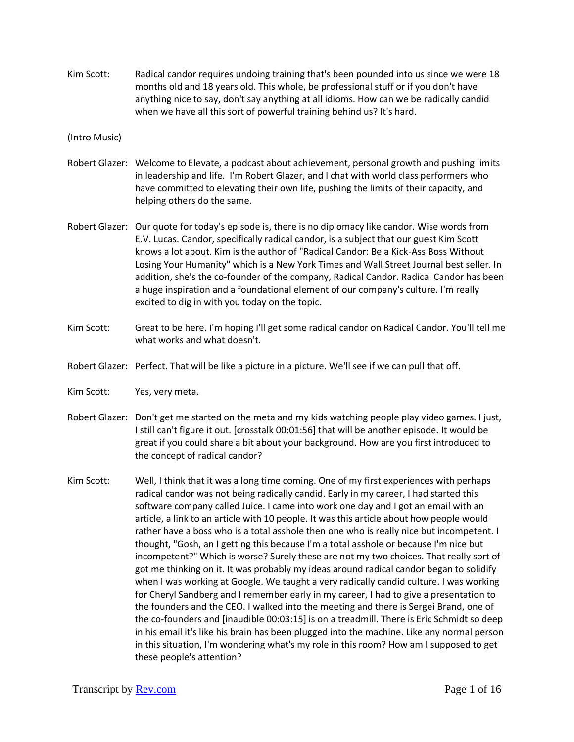Kim Scott: Radical candor requires undoing training that's been pounded into us since we were 18 months old and 18 years old. This whole, be professional stuff or if you don't have anything nice to say, don't say anything at all idioms. How can we be radically candid when we have all this sort of powerful training behind us? It's hard.

(Intro Music)

Robert Glazer: Welcome to Elevate, a podcast about achievement, personal growth and pushing limits in leadership and life. I'm Robert Glazer, and I chat with world class performers who have committed to elevating their own life, pushing the limits of their capacity, and helping others do the same.

Robert Glazer: Our quote for today's episode is, there is no diplomacy like candor. Wise words from E.V. Lucas. Candor, specifically radical candor, is a subject that our guest Kim Scott knows a lot about. Kim is the author of "Radical Candor: Be a Kick-Ass Boss Without Losing Your Humanity" which is a New York Times and Wall Street Journal best seller. In addition, she's the co-founder of the company, Radical Candor. Radical Candor has been a huge inspiration and a foundational element of our company's culture. I'm really excited to dig in with you today on the topic.

Kim Scott: Great to be here. I'm hoping I'll get some radical candor on Radical Candor. You'll tell me what works and what doesn't.

Robert Glazer: Perfect. That will be like a picture in a picture. We'll see if we can pull that off.

Kim Scott: Yes, very meta.

Robert Glazer: Don't get me started on the meta and my kids watching people play video games. I just, I still can't figure it out. [crosstalk 00:01:56] that will be another episode. It would be great if you could share a bit about your background. How are you first introduced to the concept of radical candor?

Kim Scott: Well, I think that it was a long time coming. One of my first experiences with perhaps radical candor was not being radically candid. Early in my career, I had started this software company called Juice. I came into work one day and I got an email with an article, a link to an article with 10 people. It was this article about how people would rather have a boss who is a total asshole then one who is really nice but incompetent. I thought, "Gosh, an I getting this because I'm a total asshole or because I'm nice but incompetent?" Which is worse? Surely these are not my two choices. That really sort of got me thinking on it. It was probably my ideas around radical candor began to solidify when I was working at Google. We taught a very radically candid culture. I was working for Cheryl Sandberg and I remember early in my career, I had to give a presentation to the founders and the CEO. I walked into the meeting and there is Sergei Brand, one of the co-founders and [inaudible 00:03:15] is on a treadmill. There is Eric Schmidt so deep in his email it's like his brain has been plugged into the machine. Like any normal person in this situation, I'm wondering what's my role in this room? How am I supposed to get these people's attention?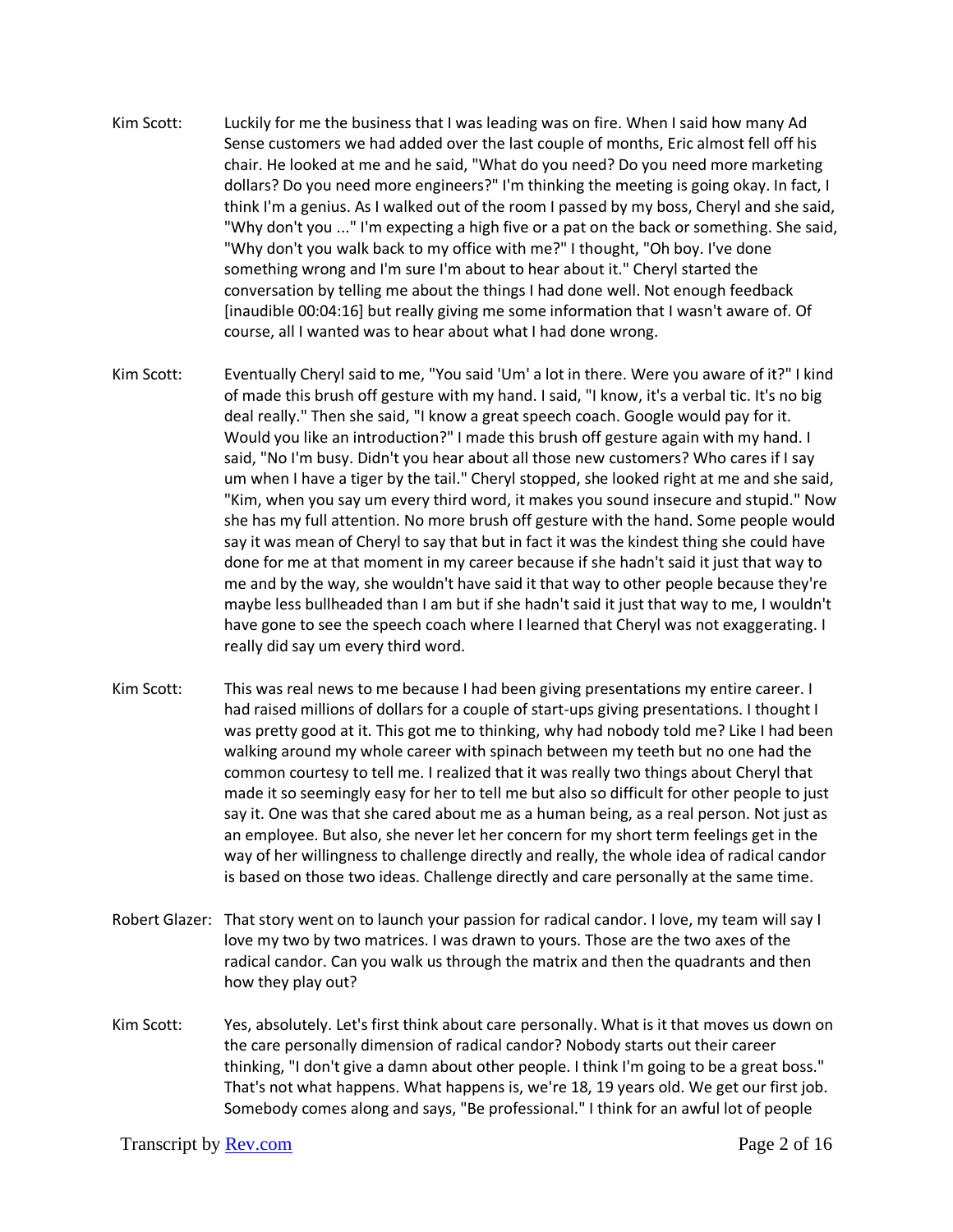Kim Scott: Luckily for me the business that I was leading was on fire. When I said how many Ad Sense customers we had added over the last couple of months, Eric almost fell off his chair. He looked at me and he said, "What do you need? Do you need more marketing dollars? Do you need more engineers?" I'm thinking the meeting is going okay. In fact, I think I'm a genius. As I walked out of the room I passed by my boss, Cheryl and she said, "Why don't you ..." I'm expecting a high five or a pat on the back or something. She said, "Why don't you walk back to my office with me?" I thought, "Oh boy. I've done something wrong and I'm sure I'm about to hear about it." Cheryl started the conversation by telling me about the things I had done well. Not enough feedback [inaudible 00:04:16] but really giving me some information that I wasn't aware of. Of course, all I wanted was to hear about what I had done wrong.

Kim Scott: Eventually Cheryl said to me, "You said 'Um' a lot in there. Were you aware of it?" I kind of made this brush off gesture with my hand. I said, "I know, it's a verbal tic. It's no big deal really." Then she said, "I know a great speech coach. Google would pay for it. Would you like an introduction?" I made this brush off gesture again with my hand. I said, "No I'm busy. Didn't you hear about all those new customers? Who cares if I say um when I have a tiger by the tail." Cheryl stopped, she looked right at me and she said, "Kim, when you say um every third word, it makes you sound insecure and stupid." Now she has my full attention. No more brush off gesture with the hand. Some people would say it was mean of Cheryl to say that but in fact it was the kindest thing she could have done for me at that moment in my career because if she hadn't said it just that way to me and by the way, she wouldn't have said it that way to other people because they're maybe less bullheaded than I am but if she hadn't said it just that way to me, I wouldn't have gone to see the speech coach where I learned that Cheryl was not exaggerating. I really did say um every third word.

Kim Scott: This was real news to me because I had been giving presentations my entire career. I had raised millions of dollars for a couple of start-ups giving presentations. I thought I was pretty good at it. This got me to thinking, why had nobody told me? Like I had been walking around my whole career with spinach between my teeth but no one had the common courtesy to tell me. I realized that it was really two things about Cheryl that made it so seemingly easy for her to tell me but also so difficult for other people to just say it. One was that she cared about me as a human being, as a real person. Not just as an employee. But also, she never let her concern for my short term feelings get in the way of her willingness to challenge directly and really, the whole idea of radical candor is based on those two ideas. Challenge directly and care personally at the same time.

Robert Glazer: That story went on to launch your passion for radical candor. I love, my team will say I love my two by two matrices. I was drawn to yours. Those are the two axes of the radical candor. Can you walk us through the matrix and then the quadrants and then how they play out?

Kim Scott: Yes, absolutely. Let's first think about care personally. What is it that moves us down on the care personally dimension of radical candor? Nobody starts out their career thinking, "I don't give a damn about other people. I think I'm going to be a great boss." That's not what happens. What happens is, we're 18, 19 years old. We get our first job. Somebody comes along and says, "Be professional." I think for an awful lot of people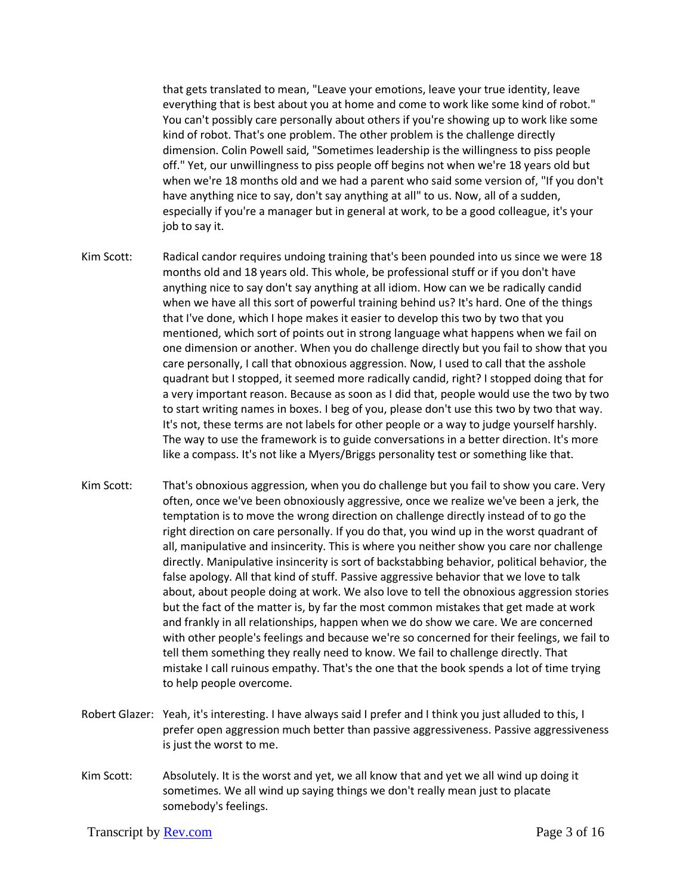that gets translated to mean, "Leave your emotions, leave your true identity, leave everything that is best about you at home and come to work like some kind of robot." You can't possibly care personally about others if you're showing up to work like some kind of robot. That's one problem. The other problem is the challenge directly dimension. Colin Powell said, "Sometimes leadership is the willingness to piss people off." Yet, our unwillingness to piss people off begins not when we're 18 years old but when we're 18 months old and we had a parent who said some version of, "If you don't have anything nice to say, don't say anything at all" to us. Now, all of a sudden, especially if you're a manager but in general at work, to be a good colleague, it's your job to say it.

Kim Scott: Radical candor requires undoing training that's been pounded into us since we were 18 months old and 18 years old. This whole, be professional stuff or if you don't have anything nice to say don't say anything at all idiom. How can we be radically candid when we have all this sort of powerful training behind us? It's hard. One of the things that I've done, which I hope makes it easier to develop this two by two that you mentioned, which sort of points out in strong language what happens when we fail on one dimension or another. When you do challenge directly but you fail to show that you care personally, I call that obnoxious aggression. Now, I used to call that the asshole quadrant but I stopped, it seemed more radically candid, right? I stopped doing that for a very important reason. Because as soon as I did that, people would use the two by two to start writing names in boxes. I beg of you, please don't use this two by two that way. It's not, these terms are not labels for other people or a way to judge yourself harshly. The way to use the framework is to guide conversations in a better direction. It's more like a compass. It's not like a Myers/Briggs personality test or something like that.

Kim Scott: That's obnoxious aggression, when you do challenge but you fail to show you care. Very often, once we've been obnoxiously aggressive, once we realize we've been a jerk, the temptation is to move the wrong direction on challenge directly instead of to go the right direction on care personally. If you do that, you wind up in the worst quadrant of all, manipulative and insincerity. This is where you neither show you care nor challenge directly. Manipulative insincerity is sort of backstabbing behavior, political behavior, the false apology. All that kind of stuff. Passive aggressive behavior that we love to talk about, about people doing at work. We also love to tell the obnoxious aggression stories but the fact of the matter is, by far the most common mistakes that get made at work and frankly in all relationships, happen when we do show we care. We are concerned with other people's feelings and because we're so concerned for their feelings, we fail to tell them something they really need to know. We fail to challenge directly. That mistake I call ruinous empathy. That's the one that the book spends a lot of time trying to help people overcome.

Robert Glazer: Yeah, it's interesting. I have always said I prefer and I think you just alluded to this, I prefer open aggression much better than passive aggressiveness. Passive aggressiveness is just the worst to me.

Kim Scott: Absolutely. It is the worst and yet, we all know that and yet we all wind up doing it sometimes. We all wind up saying things we don't really mean just to placate somebody's feelings.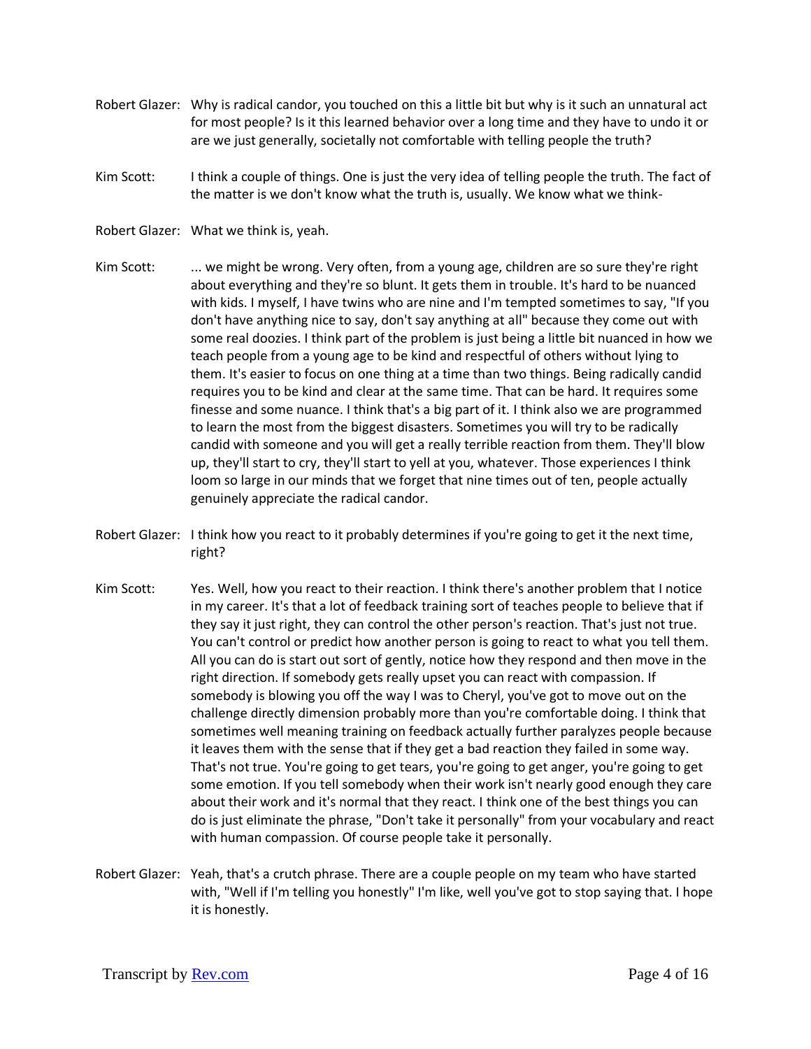Robert Glazer: Why is radical candor, you touched on this a little bit but why is it such an unnatural act for most people? Is it this learned behavior over a long time and they have to undo it or are we just generally, societally not comfortable with telling people the truth?

Kim Scott: I think a couple of things. One is just the very idea of telling people the truth. The fact of the matter is we don't know what the truth is, usually. We know what we think-

Robert Glazer: What we think is, yeah.

Kim Scott: ... we might be wrong. Very often, from a young age, children are so sure they're right about everything and they're so blunt. It gets them in trouble. It's hard to be nuanced with kids. I myself, I have twins who are nine and I'm tempted sometimes to say, "If you don't have anything nice to say, don't say anything at all" because they come out with some real doozies. I think part of the problem is just being a little bit nuanced in how we teach people from a young age to be kind and respectful of others without lying to them. It's easier to focus on one thing at a time than two things. Being radically candid requires you to be kind and clear at the same time. That can be hard. It requires some finesse and some nuance. I think that's a big part of it. I think also we are programmed to learn the most from the biggest disasters. Sometimes you will try to be radically candid with someone and you will get a really terrible reaction from them. They'll blow up, they'll start to cry, they'll start to yell at you, whatever. Those experiences I think loom so large in our minds that we forget that nine times out of ten, people actually genuinely appreciate the radical candor.

Robert Glazer: I think how you react to it probably determines if you're going to get it the next time, right?

Kim Scott: Yes. Well, how you react to their reaction. I think there's another problem that I notice in my career. It's that a lot of feedback training sort of teaches people to believe that if they say it just right, they can control the other person's reaction. That's just not true. You can't control or predict how another person is going to react to what you tell them. All you can do is start out sort of gently, notice how they respond and then move in the right direction. If somebody gets really upset you can react with compassion. If somebody is blowing you off the way I was to Cheryl, you've got to move out on the challenge directly dimension probably more than you're comfortable doing. I think that sometimes well meaning training on feedback actually further paralyzes people because it leaves them with the sense that if they get a bad reaction they failed in some way. That's not true. You're going to get tears, you're going to get anger, you're going to get some emotion. If you tell somebody when their work isn't nearly good enough they care about their work and it's normal that they react. I think one of the best things you can do is just eliminate the phrase, "Don't take it personally" from your vocabulary and react with human compassion. Of course people take it personally.

Robert Glazer: Yeah, that's a crutch phrase. There are a couple people on my team who have started with, "Well if I'm telling you honestly" I'm like, well you've got to stop saying that. I hope it is honestly.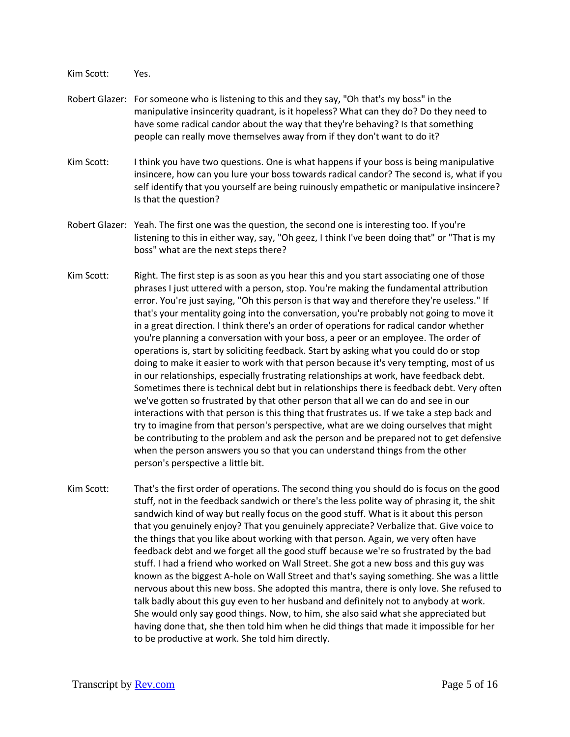Kim Scott: Yes.

Robert Glazer: For someone who is listening to this and they say, "Oh that's my boss" in the manipulative insincerity quadrant, is it hopeless? What can they do? Do they need to have some radical candor about the way that they're behaving? Is that something people can really move themselves away from if they don't want to do it?

Kim Scott: I think you have two questions. One is what happens if your boss is being manipulative insincere, how can you lure your boss towards radical candor? The second is, what if you self identify that you yourself are being ruinously empathetic or manipulative insincere? Is that the question?

Robert Glazer: Yeah. The first one was the question, the second one is interesting too. If you're listening to this in either way, say, "Oh geez, I think I've been doing that" or "That is my boss" what are the next steps there?

Kim Scott: Right. The first step is as soon as you hear this and you start associating one of those phrases I just uttered with a person, stop. You're making the fundamental attribution error. You're just saying, "Oh this person is that way and therefore they're useless." If that's your mentality going into the conversation, you're probably not going to move it in a great direction. I think there's an order of operations for radical candor whether you're planning a conversation with your boss, a peer or an employee. The order of operations is, start by soliciting feedback. Start by asking what you could do or stop doing to make it easier to work with that person because it's very tempting, most of us in our relationships, especially frustrating relationships at work, have feedback debt. Sometimes there is technical debt but in relationships there is feedback debt. Very often we've gotten so frustrated by that other person that all we can do and see in our interactions with that person is this thing that frustrates us. If we take a step back and try to imagine from that person's perspective, what are we doing ourselves that might be contributing to the problem and ask the person and be prepared not to get defensive when the person answers you so that you can understand things from the other person's perspective a little bit.

Kim Scott: That's the first order of operations. The second thing you should do is focus on the good stuff, not in the feedback sandwich or there's the less polite way of phrasing it, the shit sandwich kind of way but really focus on the good stuff. What is it about this person that you genuinely enjoy? That you genuinely appreciate? Verbalize that. Give voice to the things that you like about working with that person. Again, we very often have feedback debt and we forget all the good stuff because we're so frustrated by the bad stuff. I had a friend who worked on Wall Street. She got a new boss and this guy was known as the biggest A-hole on Wall Street and that's saying something. She was a little nervous about this new boss. She adopted this mantra, there is only love. She refused to talk badly about this guy even to her husband and definitely not to anybody at work. She would only say good things. Now, to him, she also said what she appreciated but having done that, she then told him when he did things that made it impossible for her to be productive at work. She told him directly.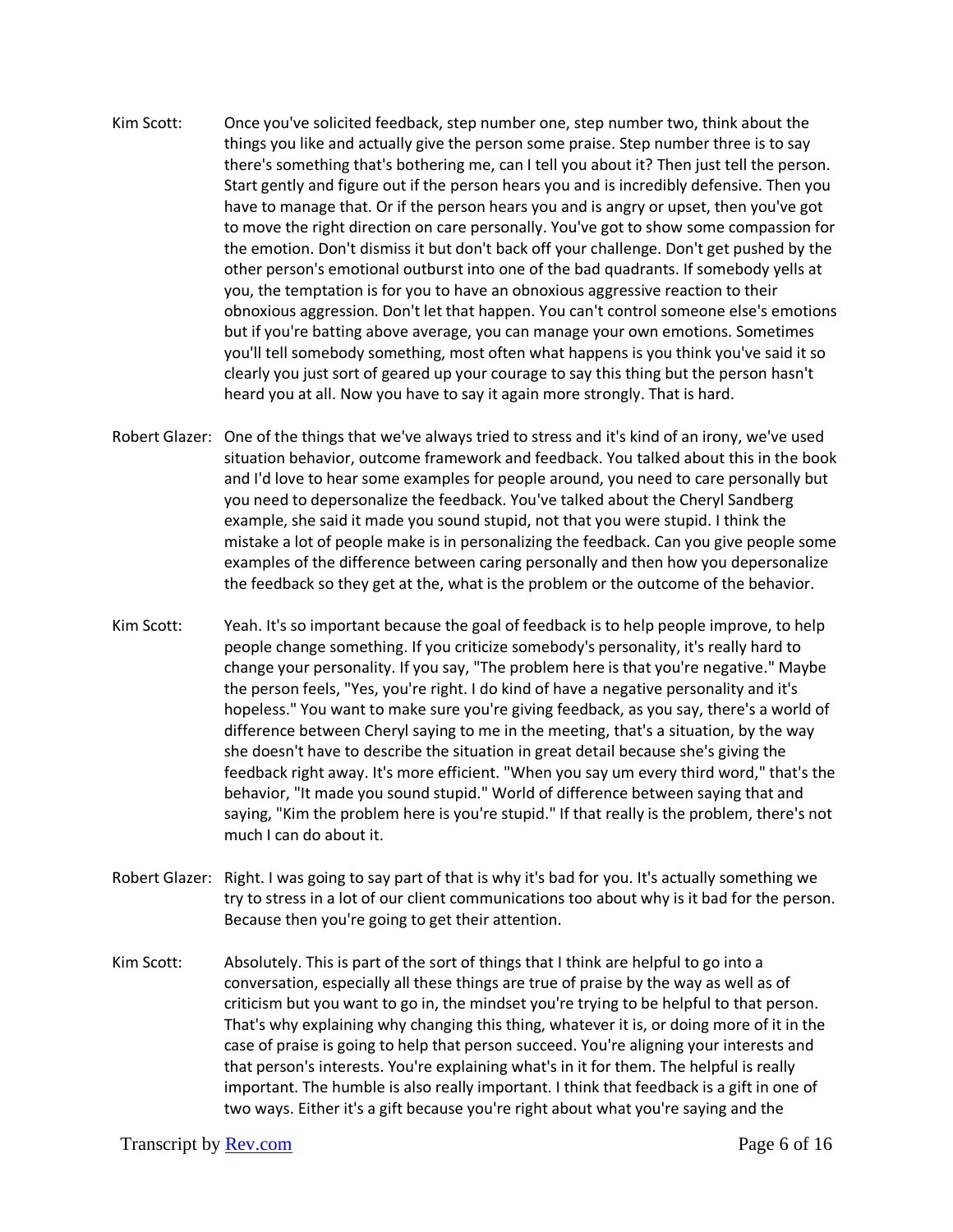Kim Scott: Once you've solicited feedback, step number one, step number two, think about the things you like and actually give the person some praise. Step number three is to say there's something that's bothering me, can I tell you about it? Then just tell the person. Start gently and figure out if the person hears you and is incredibly defensive. Then you have to manage that. Or if the person hears you and is angry or upset, then you've got to move the right direction on care personally. You've got to show some compassion for the emotion. Don't dismiss it but don't back off your challenge. Don't get pushed by the other person's emotional outburst into one of the bad quadrants. If somebody yells at you, the temptation is for you to have an obnoxious aggressive reaction to their obnoxious aggression. Don't let that happen. You can't control someone else's emotions but if you're batting above average, you can manage your own emotions. Sometimes you'll tell somebody something, most often what happens is you think you've said it so clearly you just sort of geared up your courage to say this thing but the person hasn't heard you at all. Now you have to say it again more strongly. That is hard.

Robert Glazer: One of the things that we've always tried to stress and it's kind of an irony, we've used situation behavior, outcome framework and feedback. You talked about this in the book and I'd love to hear some examples for people around, you need to care personally but you need to depersonalize the feedback. You've talked about the Cheryl Sandberg example, she said it made you sound stupid, not that you were stupid. I think the mistake a lot of people make is in personalizing the feedback. Can you give people some examples of the difference between caring personally and then how you depersonalize the feedback so they get at the, what is the problem or the outcome of the behavior.

Kim Scott: Yeah. It's so important because the goal of feedback is to help people improve, to help people change something. If you criticize somebody's personality, it's really hard to change your personality. If you say, "The problem here is that you're negative." Maybe the person feels, "Yes, you're right. I do kind of have a negative personality and it's hopeless." You want to make sure you're giving feedback, as you say, there's a world of difference between Cheryl saying to me in the meeting, that's a situation, by the way she doesn't have to describe the situation in great detail because she's giving the feedback right away. It's more efficient. "When you say um every third word," that's the behavior, "It made you sound stupid." World of difference between saying that and saying, "Kim the problem here is you're stupid." If that really is the problem, there's not much I can do about it.

Robert Glazer: Right. I was going to say part of that is why it's bad for you. It's actually something we try to stress in a lot of our client communications too about why is it bad for the person. Because then you're going to get their attention.

Kim Scott: Absolutely. This is part of the sort of things that I think are helpful to go into a conversation, especially all these things are true of praise by the way as well as of criticism but you want to go in, the mindset you're trying to be helpful to that person. That's why explaining why changing this thing, whatever it is, or doing more of it in the case of praise is going to help that person succeed. You're aligning your interests and that person's interests. You're explaining what's in it for them. The helpful is really important. The humble is also really important. I think that feedback is a gift in one of two ways. Either it's a gift because you're right about what you're saying and the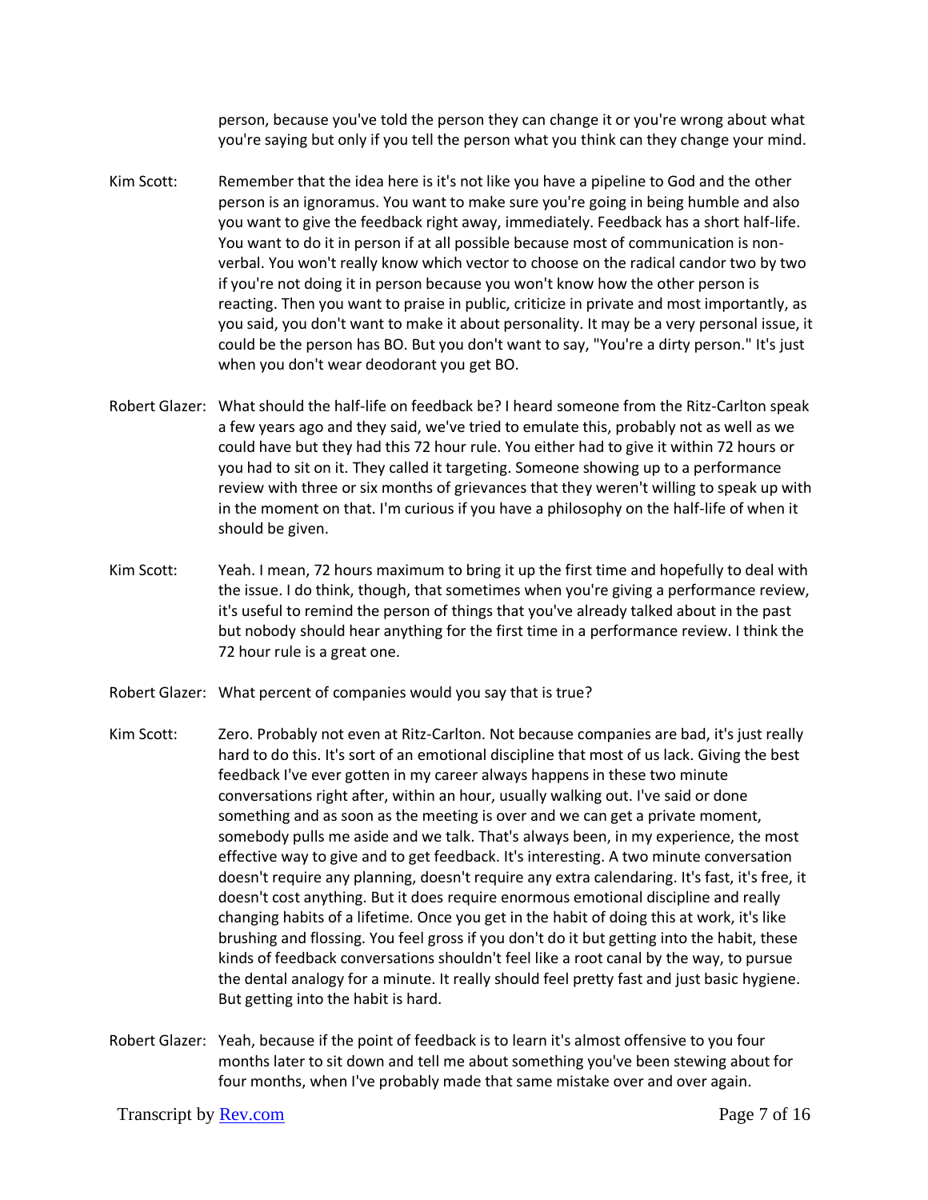person, because you've told the person they can change it or you're wrong about what you're saying but only if you tell the person what you think can they change your mind.

Kim Scott: Remember that the idea here is it's not like you have a pipeline to God and the other person is an ignoramus. You want to make sure you're going in being humble and also you want to give the feedback right away, immediately. Feedback has a short half-life. You want to do it in person if at all possible because most of communication is non-verbal. You won't really know which vector to choose on the radical candor two by two if you're not doing it in person because you won't know how the other person is reacting. Then you want to praise in public, criticize in private and most importantly, as you said, you don't want to make it about personality. It may be a very personal issue, it could be the person has BO. But you don't want to say, "You're a dirty person." It's just when you don't wear deodorant you get BO.

Robert Glazer: What should the half-life on feedback be? I heard someone from the Ritz-Carlton speak a few years ago and they said, we've tried to emulate this, probably not as well as we could have but they had this 72 hour rule. You either had to give it within 72 hours or you had to sit on it. They called it targeting. Someone showing up to a performance review with three or six months of grievances that they weren't willing to speak up with in the moment on that. I'm curious if you have a philosophy on the half-life of when it should be given.

Kim Scott: Yeah. I mean, 72 hours maximum to bring it up the first time and hopefully to deal with the issue. I do think, though, that sometimes when you're giving a performance review, it's useful to remind the person of things that you've already talked about in the past but nobody should hear anything for the first time in a performance review. I think the 72 hour rule is a great one.

Robert Glazer: What percent of companies would you say that is true?

Kim Scott: Zero. Probably not even at Ritz-Carlton. Not because companies are bad, it's just really hard to do this. It's sort of an emotional discipline that most of us lack. Giving the best feedback I've ever gotten in my career always happens in these two minute conversations right after, within an hour, usually walking out. I've said or done something and as soon as the meeting is over and we can get a private moment, somebody pulls me aside and we talk. That's always been, in my experience, the most effective way to give and to get feedback. It's interesting. A two minute conversation doesn't require any planning, doesn't require any extra calendaring. It's fast, it's free, it doesn't cost anything. But it does require enormous emotional discipline and really changing habits of a lifetime. Once you get in the habit of doing this at work, it's like brushing and flossing. You feel gross if you don't do it but getting into the habit, these kinds of feedback conversations shouldn't feel like a root canal by the way, to pursue the dental analogy for a minute. It really should feel pretty fast and just basic hygiene. But getting into the habit is hard.

Robert Glazer: Yeah, because if the point of feedback is to learn it's almost offensive to you four months later to sit down and tell me about something you've been stewing about for four months, when I've probably made that same mistake over and over again.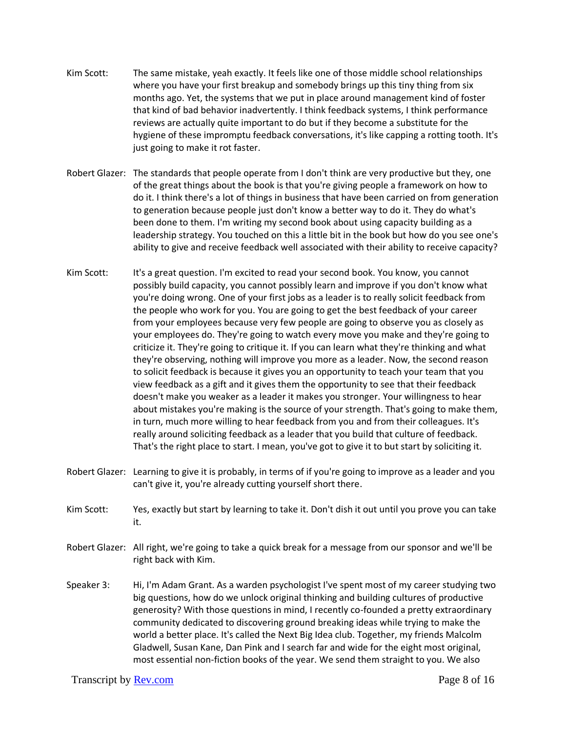Kim Scott: The same mistake, yeah exactly. It feels like one of those middle school relationships where you have your first breakup and somebody brings up this tiny thing from six months ago. Yet, the systems that we put in place around management kind of foster that kind of bad behavior inadvertently. I think feedback systems, I think performance reviews are actually quite important to do but if they become a substitute for the hygiene of these impromptu feedback conversations, it's like capping a rotting tooth. It's just going to make it rot faster.

Robert Glazer: The standards that people operate from I don't think are very productive but they, one of the great things about the book is that you're giving people a framework on how to do it. I think there's a lot of things in business that have been carried on from generation to generation because people just don't know a better way to do it. They do what's been done to them. I'm writing my second book about using capacity building as a leadership strategy. You touched on this a little bit in the book but how do you see one's ability to give and receive feedback well associated with their ability to receive capacity?

Kim Scott: It's a great question. I'm excited to read your second book. You know, you cannot possibly build capacity, you cannot possibly learn and improve if you don't know what you're doing wrong. One of your first jobs as a leader is to really solicit feedback from the people who work for you. You are going to get the best feedback of your career from your employees because very few people are going to observe you as closely as your employees do. They're going to watch every move you make and they're going to criticize it. They're going to critique it. If you can learn what they're thinking and what they're observing, nothing will improve you more as a leader. Now, the second reason to solicit feedback is because it gives you an opportunity to teach your team that you view feedback as a gift and it gives them the opportunity to see that their feedback doesn't make you weaker as a leader it makes you stronger. Your willingness to hear about mistakes you're making is the source of your strength. That's going to make them, in turn, much more willing to hear feedback from you and from their colleagues. It's really around soliciting feedback as a leader that you build that culture of feedback. That's the right place to start. I mean, you've got to give it to but start by soliciting it.

Robert Glazer: Learning to give it is probably, in terms of if you're going to improve as a leader and you can't give it, you're already cutting yourself short there.

Kim Scott: Yes, exactly but start by learning to take it. Don't dish it out until you prove you can take it.

Robert Glazer: All right, we're going to take a quick break for a message from our sponsor and we'll be right back with Kim.

Speaker 3: Hi, I'm Adam Grant. As a warden psychologist I've spent most of my career studying two big questions, how do we unlock original thinking and building cultures of productive generosity? With those questions in mind, I recently co-founded a pretty extraordinary community dedicated to discovering ground breaking ideas while trying to make the world a better place. It's called the Next Big Idea club. Together, my friends Malcolm Gladwell, Susan Kane, Dan Pink and I search far and wide for the eight most original, most essential non-fiction books of the year. We send them straight to you. We also

Transcript by [Rev.com](https://www.rev.com)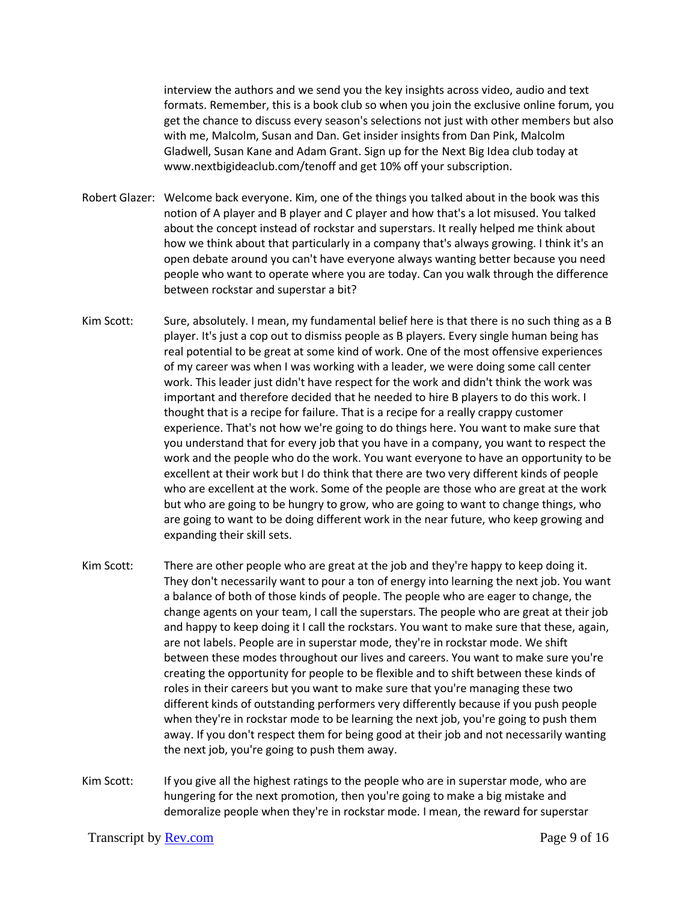interview the authors and we send you the key insights across video, audio and text formats. Remember, this is a book club so when you join the exclusive online forum, you get the chance to discuss every season's selections not just with other members but also with me, Malcolm, Susan and Dan. Get insider insights from Dan Pink, Malcolm Gladwell, Susan Kane and Adam Grant. Sign up for the Next Big Idea club today at www.nextbigideaclub.com/tenoff and get 10% off your subscription.

Robert Glazer: Welcome back everyone. Kim, one of the things you talked about in the book was this notion of A player and B player and C player and how that's a lot misused. You talked about the concept instead of rockstar and superstars. It really helped me think about how we think about that particularly in a company that's always growing. I think it's an open debate around you can't have everyone always wanting better because you need people who want to operate where you are today. Can you walk through the difference between rockstar and superstar a bit?

Kim Scott: Sure, absolutely. I mean, my fundamental belief here is that there is no such thing as a B player. It's just a cop out to dismiss people as B players. Every single human being has real potential to be great at some kind of work. One of the most offensive experiences of my career was when I was working with a leader, we were doing some call center work. This leader just didn't have respect for the work and didn't think the work was important and therefore decided that he needed to hire B players to do this work. I thought that is a recipe for failure. That is a recipe for a really crappy customer experience. That's not how we're going to do things here. You want to make sure that you understand that for every job that you have in a company, you want to respect the work and the people who do the work. You want everyone to have an opportunity to be excellent at their work but I do think that there are two very different kinds of people who are excellent at the work. Some of the people are those who are great at the work but who are going to be hungry to grow, who are going to want to change things, who are going to want to be doing different work in the near future, who keep growing and expanding their skill sets.

Kim Scott: There are other people who are great at the job and they're happy to keep doing it. They don't necessarily want to pour a ton of energy into learning the next job. You want a balance of both of those kinds of people. The people who are eager to change, the change agents on your team, I call the superstars. The people who are great at their job and happy to keep doing it I call the rockstars. You want to make sure that these, again, are not labels. People are in superstar mode, they're in rockstar mode. We shift between these modes throughout our lives and careers. You want to make sure you're creating the opportunity for people to be flexible and to shift between these kinds of roles in their careers but you want to make sure that you're managing these two different kinds of outstanding performers very differently because if you push people when they're in rockstar mode to be learning the next job, you're going to push them away. If you don't respect them for being good at their job and not necessarily wanting the next job, you're going to push them away.

Kim Scott: If you give all the highest ratings to the people who are in superstar mode, who are hungering for the next promotion, then you're going to make a big mistake and demoralize people when they're in rockstar mode. I mean, the reward for superstar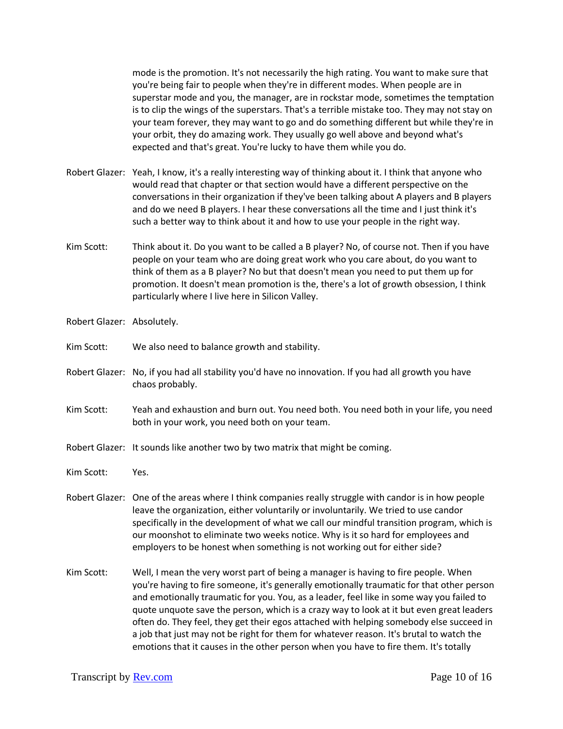mode is the promotion. It's not necessarily the high rating. You want to make sure that you're being fair to people when they're in different modes. When people are in superstar mode and you, the manager, are in rockstar mode, sometimes the temptation is to clip the wings of the superstars. That's a terrible mistake too. They may not stay on your team forever, they may want to go and do something different but while they're in your orbit, they do amazing work. They usually go well above and beyond what's expected and that's great. You're lucky to have them while you do.

Robert Glazer: Yeah, I know, it's a really interesting way of thinking about it. I think that anyone who would read that chapter or that section would have a different perspective on the conversations in their organization if they've been talking about A players and B players and do we need B players. I hear these conversations all the time and I just think it's such a better way to think about it and how to use your people in the right way.

Kim Scott: Think about it. Do you want to be called a B player? No, of course not. Then if you have people on your team who are doing great work who you care about, do you want to think of them as a B player? No but that doesn't mean you need to put them up for promotion. It doesn't mean promotion is the, there's a lot of growth obsession, I think particularly where I live here in Silicon Valley.

Robert Glazer: Absolutely.

Kim Scott: We also need to balance growth and stability.

Robert Glazer: No, if you had all stability you'd have no innovation. If you had all growth you have chaos probably.

Kim Scott: Yeah and exhaustion and burn out. You need both. You need both in your life, you need both in your work, you need both on your team.

Robert Glazer: It sounds like another two by two matrix that might be coming.

Kim Scott: Yes.

Robert Glazer: One of the areas where I think companies really struggle with candor is in how people leave the organization, either voluntarily or involuntarily. We tried to use candor specifically in the development of what we call our mindful transition program, which is our moonshot to eliminate two weeks notice. Why is it so hard for employees and employers to be honest when something is not working out for either side?

Kim Scott: Well, I mean the very worst part of being a manager is having to fire people. When you're having to fire someone, it's generally emotionally traumatic for that other person and emotionally traumatic for you. You, as a leader, feel like in some way you failed to quote unquote save the person, which is a crazy way to look at it but even great leaders often do. They feel, they get their egos attached with helping somebody else succeed in a job that just may not be right for them for whatever reason. It's brutal to watch the emotions that it causes in the other person when you have to fire them. It's totally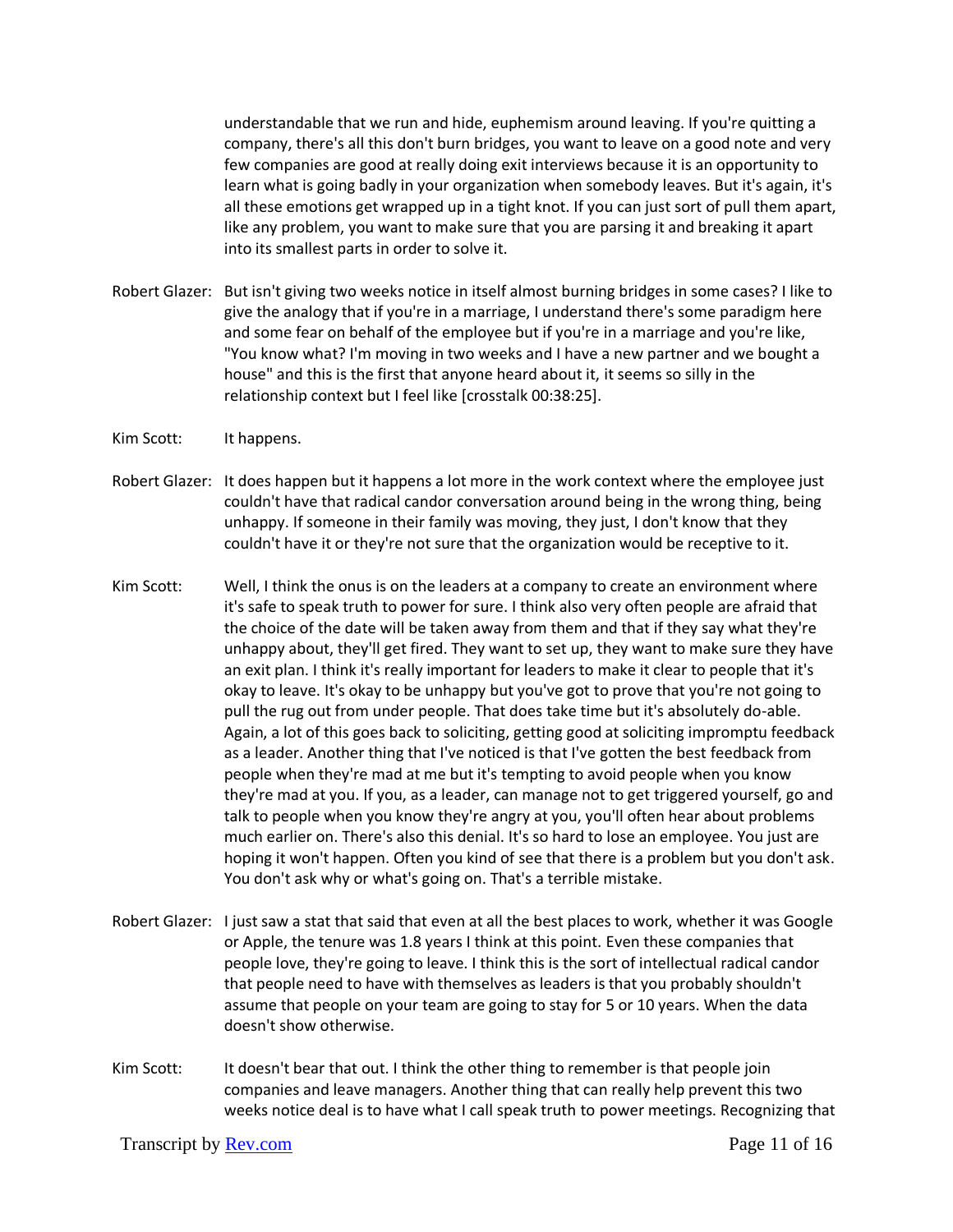understandable that we run and hide, euphemism around leaving. If you're quitting a company, there's all this don't burn bridges, you want to leave on a good note and very few companies are good at really doing exit interviews because it is an opportunity to learn what is going badly in your organization when somebody leaves. But it's again, it's all these emotions get wrapped up in a tight knot. If you can just sort of pull them apart, like any problem, you want to make sure that you are parsing it and breaking it apart into its smallest parts in order to solve it.

Robert Glazer: But isn't giving two weeks notice in itself almost burning bridges in some cases? I like to give the analogy that if you're in a marriage, I understand there's some paradigm here and some fear on behalf of the employee but if you're in a marriage and you're like, "You know what? I'm moving in two weeks and I have a new partner and we bought a house" and this is the first that anyone heard about it, it seems so silly in the relationship context but I feel like [crosstalk 00:38:25].

Kim Scott: It happens.

Robert Glazer: It does happen but it happens a lot more in the work context where the employee just couldn't have that radical candor conversation around being in the wrong thing, being unhappy. If someone in their family was moving, they just, I don't know that they couldn't have it or they're not sure that the organization would be receptive to it.

Kim Scott: Well, I think the onus is on the leaders at a company to create an environment where it's safe to speak truth to power for sure. I think also very often people are afraid that the choice of the date will be taken away from them and that if they say what they're unhappy about, they'll get fired. They want to set up, they want to make sure they have an exit plan. I think it's really important for leaders to make it clear to people that it's okay to leave. It's okay to be unhappy but you've got to prove that you're not going to pull the rug out from under people. That does take time but it's absolutely do-able. Again, a lot of this goes back to soliciting, getting good at soliciting impromptu feedback as a leader. Another thing that I've noticed is that I've gotten the best feedback from people when they're mad at me but it's tempting to avoid people when you know they're mad at you. If you, as a leader, can manage not to get triggered yourself, go and talk to people when you know they're angry at you, you'll often hear about problems much earlier on. There's also this denial. It's so hard to lose an employee. You just are hoping it won't happen. Often you kind of see that there is a problem but you don't ask. You don't ask why or what's going on. That's a terrible mistake.

Robert Glazer: I just saw a stat that said that even at all the best places to work, whether it was Google or Apple, the tenure was 1.8 years I think at this point. Even these companies that people love, they're going to leave. I think this is the sort of intellectual radical candor that people need to have with themselves as leaders is that you probably shouldn't assume that people on your team are going to stay for 5 or 10 years. When the data doesn't show otherwise.

Kim Scott: It doesn't bear that out. I think the other thing to remember is that people join companies and leave managers. Another thing that can really help prevent this two weeks notice deal is to have what I call speak truth to power meetings. Recognizing that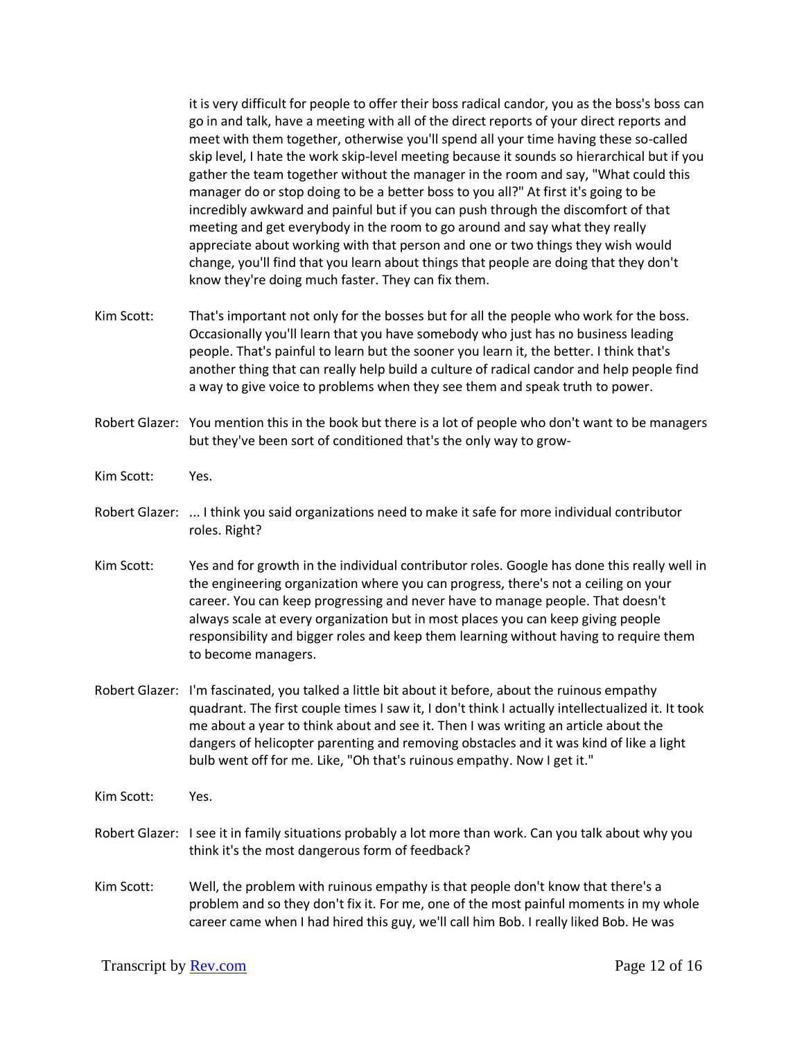it is very difficult for people to offer their boss radical candor, you as the boss's boss can go in and talk, have a meeting with all of the direct reports of your direct reports and meet with them together, otherwise you'll spend all your time having these so-called skip level, I hate the work skip-level meeting because it sounds so hierarchical but if you gather the team together without the manager in the room and say, "What could this manager do or stop doing to be a better boss to you all?" At first it's going to be incredibly awkward and painful but if you can push through the discomfort of that meeting and get everybody in the room to go around and say what they really appreciate about working with that person and one or two things they wish would change, you'll find that you learn about things that people are doing that they don't know they're doing much faster. They can fix them.

Kim Scott: That's important not only for the bosses but for all the people who work for the boss. Occasionally you'll learn that you have somebody who just has no business leading people. That's painful to learn but the sooner you learn it, the better. I think that's another thing that can really help build a culture of radical candor and help people find a way to give voice to problems when they see them and speak truth to power.

Robert Glazer: You mention this in the book but there is a lot of people who don't want to be managers but they've been sort of conditioned that's the only way to grow-

Kim Scott: Yes.

Robert Glazer: ... I think you said organizations need to make it safe for more individual contributor roles. Right?

Kim Scott: Yes and for growth in the individual contributor roles. Google has done this really well in the engineering organization where you can progress, there's not a ceiling on your career. You can keep progressing and never have to manage people. That doesn't always scale at every organization but in most places you can keep giving people responsibility and bigger roles and keep them learning without having to require them to become managers.

Robert Glazer: I'm fascinated, you talked a little bit about it before, about the ruinous empathy quadrant. The first couple times I saw it, I don't think I actually intellectualized it. It took me about a year to think about and see it. Then I was writing an article about the dangers of helicopter parenting and removing obstacles and it was kind of like a light bulb went off for me. Like, "Oh that's ruinous empathy. Now I get it."

Kim Scott: Yes.

Robert Glazer: I see it in family situations probably a lot more than work. Can you talk about why you think it's the most dangerous form of feedback?

Kim Scott: Well, the problem with ruinous empathy is that people don't know that there's a problem and so they don't fix it. For me, one of the most painful moments in my whole career came when I had hired this guy, we'll call him Bob. I really liked Bob. He was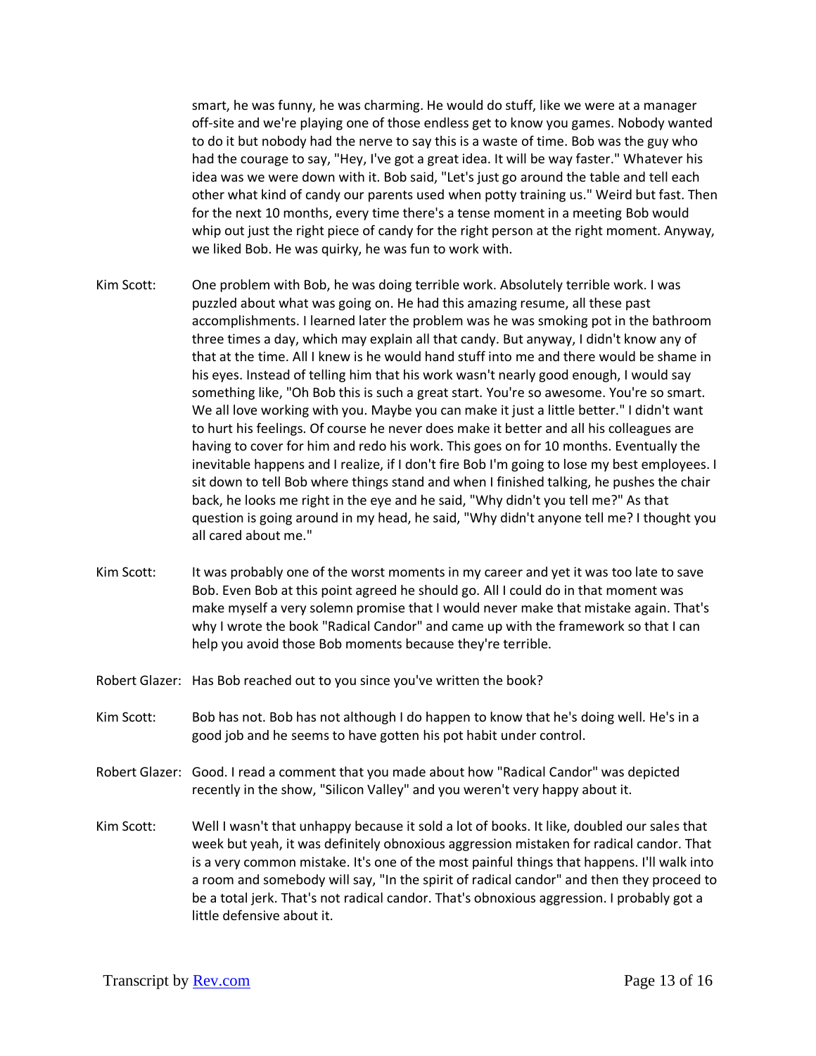smart, he was funny, he was charming. He would do stuff, like we were at a manager off-site and we're playing one of those endless get to know you games. Nobody wanted to do it but nobody had the nerve to say this is a waste of time. Bob was the guy who had the courage to say, "Hey, I've got a great idea. It will be way faster." Whatever his idea was we were down with it. Bob said, "Let's just go around the table and tell each other what kind of candy our parents used when potty training us." Weird but fast. Then for the next 10 months, every time there's a tense moment in a meeting Bob would whip out just the right piece of candy for the right person at the right moment. Anyway, we liked Bob. He was quirky, he was fun to work with.

Kim Scott: One problem with Bob, he was doing terrible work. Absolutely terrible work. I was puzzled about what was going on. He had this amazing resume, all these past accomplishments. I learned later the problem was he was smoking pot in the bathroom three times a day, which may explain all that candy. But anyway, I didn't know any of that at the time. All I knew is he would hand stuff into me and there would be shame in his eyes. Instead of telling him that his work wasn't nearly good enough, I would say something like, "Oh Bob this is such a great start. You're so awesome. You're so smart. We all love working with you. Maybe you can make it just a little better." I didn't want to hurt his feelings. Of course he never does make it better and all his colleagues are having to cover for him and redo his work. This goes on for 10 months. Eventually the inevitable happens and I realize, if I don't fire Bob I'm going to lose my best employees. I sit down to tell Bob where things stand and when I finished talking, he pushes the chair back, he looks me right in the eye and he said, "Why didn't you tell me?" As that question is going around in my head, he said, "Why didn't anyone tell me? I thought you all cared about me."

Kim Scott: It was probably one of the worst moments in my career and yet it was too late to save Bob. Even Bob at this point agreed he should go. All I could do in that moment was make myself a very solemn promise that I would never make that mistake again. That's why I wrote the book "Radical Candor" and came up with the framework so that I can help you avoid those Bob moments because they're terrible.

Robert Glazer: Has Bob reached out to you since you've written the book?

Kim Scott: Bob has not. Bob has not although I do happen to know that he's doing well. He's in a good job and he seems to have gotten his pot habit under control.

Robert Glazer: Good. I read a comment that you made about how "Radical Candor" was depicted recently in the show, "Silicon Valley" and you weren't very happy about it.

Kim Scott: Well I wasn't that unhappy because it sold a lot of books. It like, doubled our sales that week but yeah, it was definitely obnoxious aggression mistaken for radical candor. That is a very common mistake. It's one of the most painful things that happens. I'll walk into a room and somebody will say, "In the spirit of radical candor" and then they proceed to be a total jerk. That's not radical candor. That's obnoxious aggression. I probably got a little defensive about it.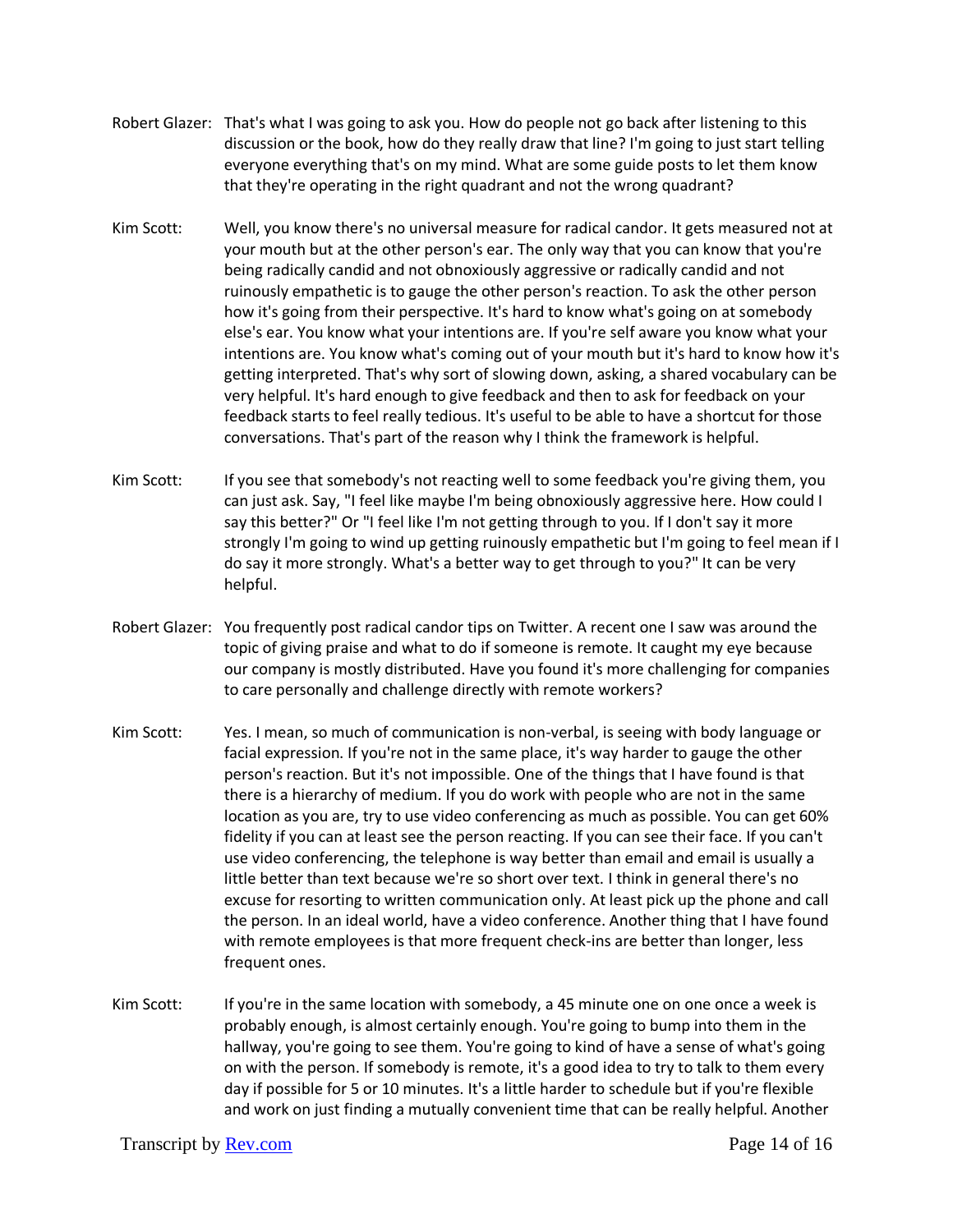Robert Glazer: That's what I was going to ask you. How do people not go back after listening to this discussion or the book, how do they really draw that line? I'm going to just start telling everyone everything that's on my mind. What are some guide posts to let them know that they're operating in the right quadrant and not the wrong quadrant?

Kim Scott: Well, you know there's no universal measure for radical candor. It gets measured not at your mouth but at the other person's ear. The only way that you can know that you're being radically candid and not obnoxiously aggressive or radically candid and not ruinously empathetic is to gauge the other person's reaction. To ask the other person how it's going from their perspective. It's hard to know what's going on at somebody else's ear. You know what your intentions are. If you're self aware you know what your intentions are. You know what's coming out of your mouth but it's hard to know how it's getting interpreted. That's why sort of slowing down, asking, a shared vocabulary can be very helpful. It's hard enough to give feedback and then to ask for feedback on your feedback starts to feel really tedious. It's useful to be able to have a shortcut for those conversations. That's part of the reason why I think the framework is helpful.

Kim Scott: If you see that somebody's not reacting well to some feedback you're giving them, you can just ask. Say, "I feel like maybe I'm being obnoxiously aggressive here. How could I say this better?" Or "I feel like I'm not getting through to you. If I don't say it more strongly I'm going to wind up getting ruinously empathetic but I'm going to feel mean if I do say it more strongly. What's a better way to get through to you?" It can be very helpful.

Robert Glazer: You frequently post radical candor tips on Twitter. A recent one I saw was around the topic of giving praise and what to do if someone is remote. It caught my eye because our company is mostly distributed. Have you found it's more challenging for companies to care personally and challenge directly with remote workers?

Kim Scott: Yes. I mean, so much of communication is non-verbal, is seeing with body language or facial expression. If you're not in the same place, it's way harder to gauge the other person's reaction. But it's not impossible. One of the things that I have found is that there is a hierarchy of medium. If you do work with people who are not in the same location as you are, try to use video conferencing as much as possible. You can get 60% fidelity if you can at least see the person reacting. If you can see their face. If you can't use video conferencing, the telephone is way better than email and email is usually a little better than text because we're so short over text. I think in general there's no excuse for resorting to written communication only. At least pick up the phone and call the person. In an ideal world, have a video conference. Another thing that I have found with remote employees is that more frequent check-ins are better than longer, less frequent ones.

Kim Scott: If you're in the same location with somebody, a 45 minute one on one once a week is probably enough, is almost certainly enough. You're going to bump into them in the hallway, you're going to see them. You're going to kind of have a sense of what's going on with the person. If somebody is remote, it's a good idea to try to talk to them every day if possible for 5 or 10 minutes. It's a little harder to schedule but if you're flexible and work on just finding a mutually convenient time that can be really helpful. Another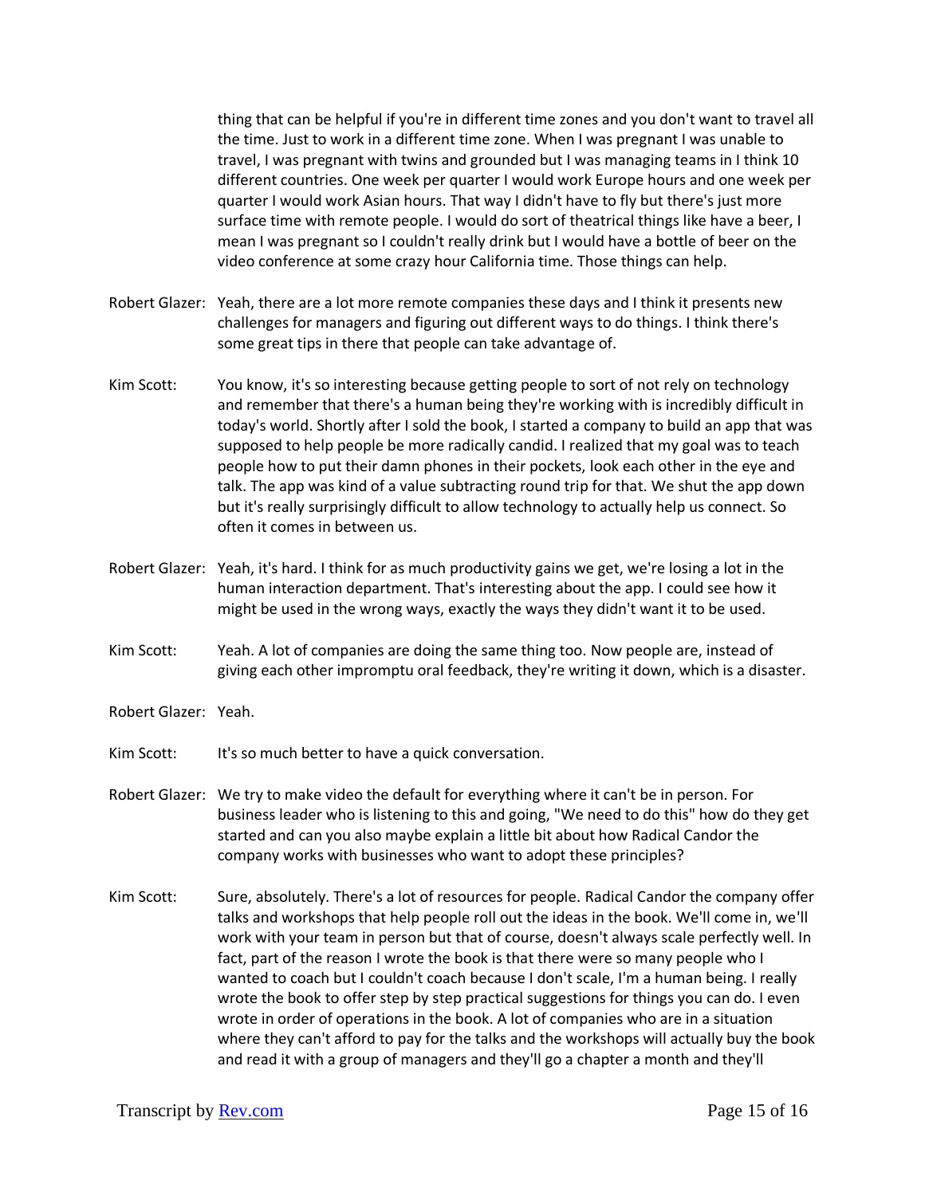thing that can be helpful if you're in different time zones and you don't want to travel all the time. Just to work in a different time zone. When I was pregnant I was unable to travel, I was pregnant with twins and grounded but I was managing teams in I think 10 different countries. One week per quarter I would work Europe hours and one week per quarter I would work Asian hours. That way I didn't have to fly but there's just more surface time with remote people. I would do sort of theatrical things like have a beer, I mean I was pregnant so I couldn't really drink but I would have a bottle of beer on the video conference at some crazy hour California time. Those things can help.

Robert Glazer: Yeah, there are a lot more remote companies these days and I think it presents new challenges for managers and figuring out different ways to do things. I think there's some great tips in there that people can take advantage of.

Kim Scott: You know, it's so interesting because getting people to sort of not rely on technology and remember that there's a human being they're working with is incredibly difficult in today's world. Shortly after I sold the book, I started a company to build an app that was supposed to help people be more radically candid. I realized that my goal was to teach people how to put their damn phones in their pockets, look each other in the eye and talk. The app was kind of a value subtracting round trip for that. We shut the app down but it's really surprisingly difficult to allow technology to actually help us connect. So often it comes in between us.

Robert Glazer: Yeah, it's hard. I think for as much productivity gains we get, we're losing a lot in the human interaction department. That's interesting about the app. I could see how it might be used in the wrong ways, exactly the ways they didn't want it to be used.

Kim Scott: Yeah. A lot of companies are doing the same thing too. Now people are, instead of giving each other impromptu oral feedback, they're writing it down, which is a disaster.

Robert Glazer: Yeah.

Kim Scott: It's so much better to have a quick conversation.

Robert Glazer: We try to make video the default for everything where it can't be in person. For business leader who is listening to this and going, "We need to do this" how do they get started and can you also maybe explain a little bit about how Radical Candor the company works with businesses who want to adopt these principles?

Kim Scott: Sure, absolutely. There's a lot of resources for people. Radical Candor the company offer talks and workshops that help people roll out the ideas in the book. We'll come in, we'll work with your team in person but that of course, doesn't always scale perfectly well. In fact, part of the reason I wrote the book is that there were so many people who I wanted to coach but I couldn't coach because I don't scale, I'm a human being. I really wrote the book to offer step by step practical suggestions for things you can do. I even wrote in order of operations in the book. A lot of companies who are in a situation where they can't afford to pay for the talks and the workshops will actually buy the book and read it with a group of managers and they'll go a chapter a month and they'll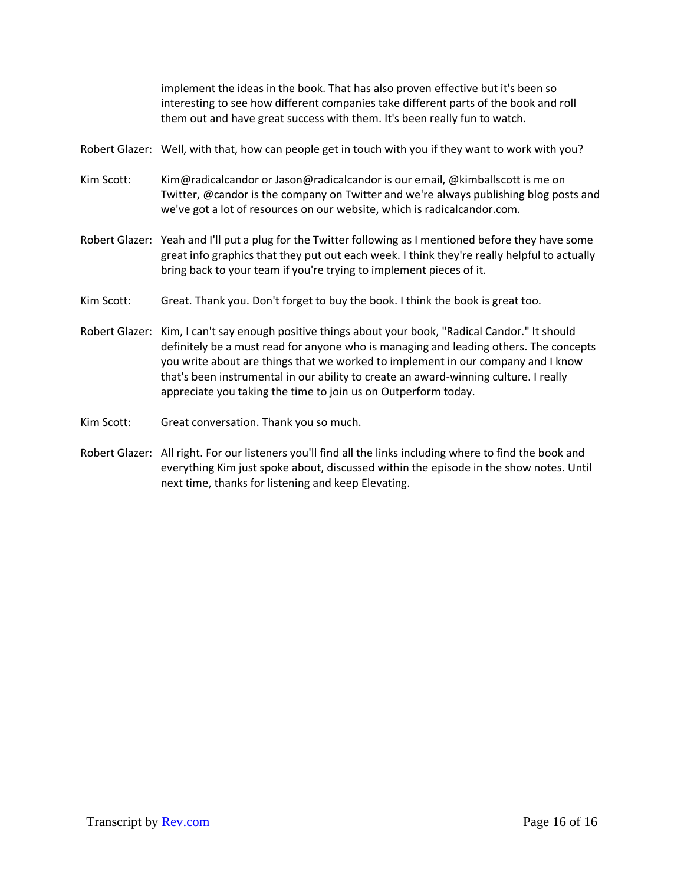implement the ideas in the book. That has also proven effective but it's been so interesting to see how different companies take different parts of the book and roll them out and have great success with them. It's been really fun to watch.

Robert Glazer: Well, with that, how can people get in touch with you if they want to work with you?

Kim Scott: Kim@radicalcandor or Jason@radicalcandor is our email, @kimballscott is me on Twitter, @candor is the company on Twitter and we're always publishing blog posts and we've got a lot of resources on our website, which is radicalcandor.com.

Robert Glazer: Yeah and I'll put a plug for the Twitter following as I mentioned before they have some great info graphics that they put out each week. I think they're really helpful to actually bring back to your team if you're trying to implement pieces of it.

Kim Scott: Great. Thank you. Don't forget to buy the book. I think the book is great too.

Robert Glazer: Kim, I can't say enough positive things about your book, "Radical Candor." It should definitely be a must read for anyone who is managing and leading others. The concepts you write about are things that we worked to implement in our company and I know that's been instrumental in our ability to create an award-winning culture. I really appreciate you taking the time to join us on Outperform today.

Kim Scott: Great conversation. Thank you so much.

Robert Glazer: All right. For our listeners you'll find all the links including where to find the book and everything Kim just spoke about, discussed within the episode in the show notes. Until next time, thanks for listening and keep Elevating.

Transcript by [Rev.com](https://www.rev.com)